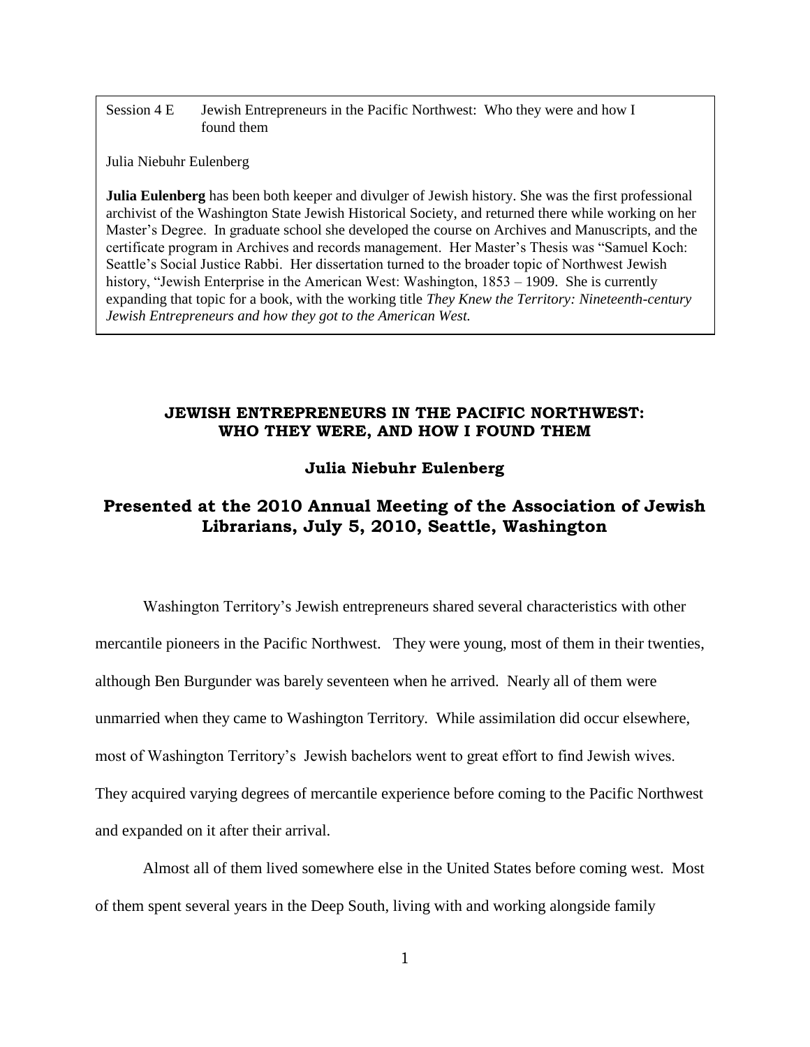Session 4 E Jewish Entrepreneurs in the Pacific Northwest: Who they were and how I found them

Julia Niebuhr Eulenberg

**Julia Eulenberg** has been both keeper and divulger of Jewish history. She was the first professional archivist of the Washington State Jewish Historical Society, and returned there while working on her Master's Degree. In graduate school she developed the course on Archives and Manuscripts, and the certificate program in Archives and records management. Her Master's Thesis was "Samuel Koch: Seattle's Social Justice Rabbi. Her dissertation turned to the broader topic of Northwest Jewish history, "Jewish Enterprise in the American West: Washington, 1853 – 1909. She is currently expanding that topic for a book, with the working title *They Knew the Territory: Nineteenth-century Jewish Entrepreneurs and how they got to the American West.*

# JEWISH ENTREPRENEURS IN THE PACIFIC NORTHWEST: WHO THEY WERE, AND HOW I FOUND THEM

**Julia Niebuhr Eulenberg**

## Presented at the 2010 Annual Meeting of the Association of Jewish Librarians, July 5, 2010, Seattle, Washington

Washington Territory's Jewish entrepreneurs shared several characteristics with other mercantile pioneers in the Pacific Northwest. They were young, most of them in their twenties, although Ben Burgunder was barely seventeen when he arrived. Nearly all of them were unmarried when they came to Washington Territory. While assimilation did occur elsewhere, most of Washington Territory's Jewish bachelors went to great effort to find Jewish wives. They acquired varying degrees of mercantile experience before coming to the Pacific Northwest and expanded on it after their arrival.

Almost all of them lived somewhere else in the United States before coming west. Most of them spent several years in the Deep South, living with and working alongside family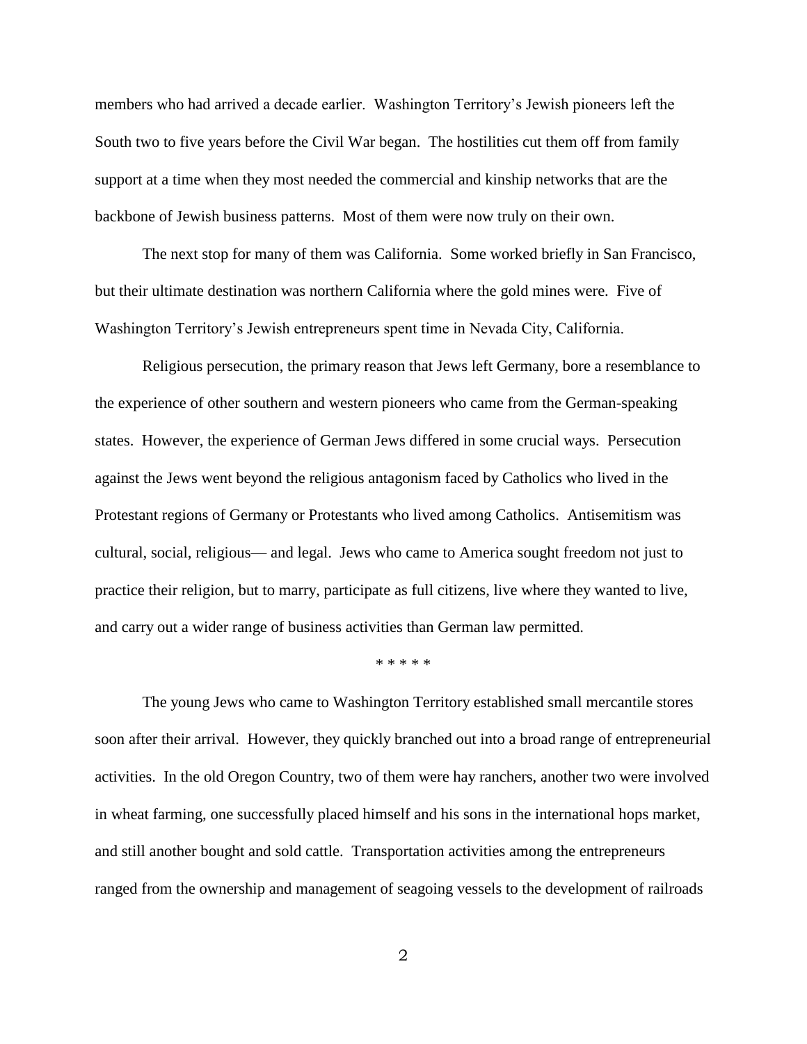members who had arrived a decade earlier. Washington Territory's Jewish pioneers left the South two to five years before the Civil War began. The hostilities cut them off from family support at a time when they most needed the commercial and kinship networks that are the backbone of Jewish business patterns. Most of them were now truly on their own.

The next stop for many of them was California. Some worked briefly in San Francisco, but their ultimate destination was northern California where the gold mines were. Five of Washington Territory's Jewish entrepreneurs spent time in Nevada City, California.

Religious persecution, the primary reason that Jews left Germany, bore a resemblance to the experience of other southern and western pioneers who came from the German-speaking states. However, the experience of German Jews differed in some crucial ways. Persecution against the Jews went beyond the religious antagonism faced by Catholics who lived in the Protestant regions of Germany or Protestants who lived among Catholics. Antisemitism was cultural, social, religious— and legal. Jews who came to America sought freedom not just to practice their religion, but to marry, participate as full citizens, live where they wanted to live, and carry out a wider range of business activities than German law permitted.

\* \* \* \* \*

The young Jews who came to Washington Territory established small mercantile stores soon after their arrival. However, they quickly branched out into a broad range of entrepreneurial activities. In the old Oregon Country, two of them were hay ranchers, another two were involved in wheat farming, one successfully placed himself and his sons in the international hops market, and still another bought and sold cattle. Transportation activities among the entrepreneurs ranged from the ownership and management of seagoing vessels to the development of railroads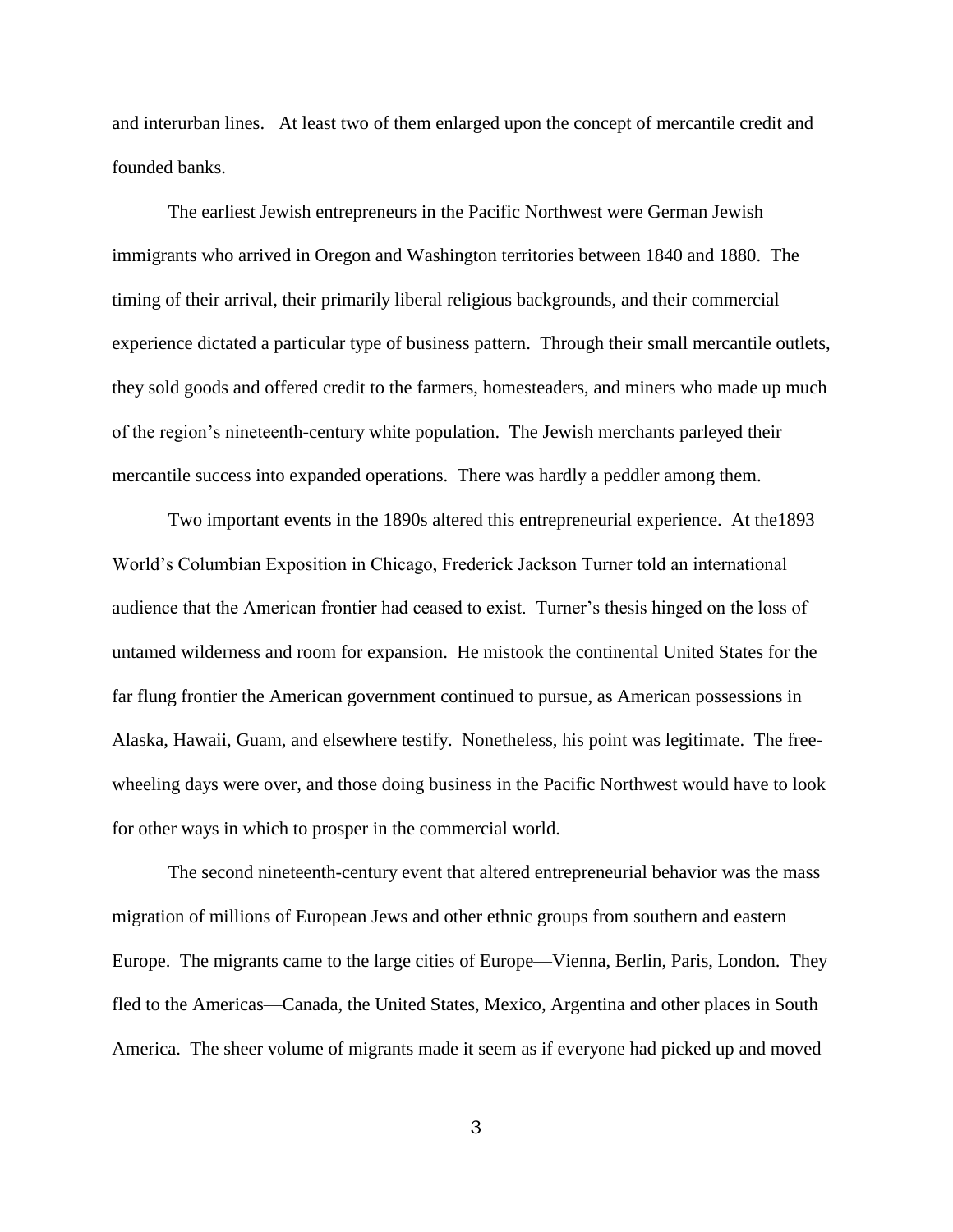and interurban lines. At least two of them enlarged upon the concept of mercantile credit and founded banks.

The earliest Jewish entrepreneurs in the Pacific Northwest were German Jewish immigrants who arrived in Oregon and Washington territories between 1840 and 1880. The timing of their arrival, their primarily liberal religious backgrounds, and their commercial experience dictated a particular type of business pattern. Through their small mercantile outlets, they sold goods and offered credit to the farmers, homesteaders, and miners who made up much of the region's nineteenth-century white population. The Jewish merchants parleyed their mercantile success into expanded operations. There was hardly a peddler among them.

Two important events in the 1890s altered this entrepreneurial experience. At the1893 World's Columbian Exposition in Chicago, Frederick Jackson Turner told an international audience that the American frontier had ceased to exist. Turner's thesis hinged on the loss of untamed wilderness and room for expansion. He mistook the continental United States for the far flung frontier the American government continued to pursue, as American possessions in Alaska, Hawaii, Guam, and elsewhere testify. Nonetheless, his point was legitimate. The free-wheeling days were over, and those doing business in the Pacific Northwest would have to look for other ways in which to prosper in the commercial world.

The second nineteenth-century event that altered entrepreneurial behavior was the mass migration of millions of European Jews and other ethnic groups from southern and eastern Europe. The migrants came to the large cities of Europe—Vienna, Berlin, Paris, London. They fled to the Americas—Canada, the United States, Mexico, Argentina and other places in South America. The sheer volume of migrants made it seem as if everyone had picked up and moved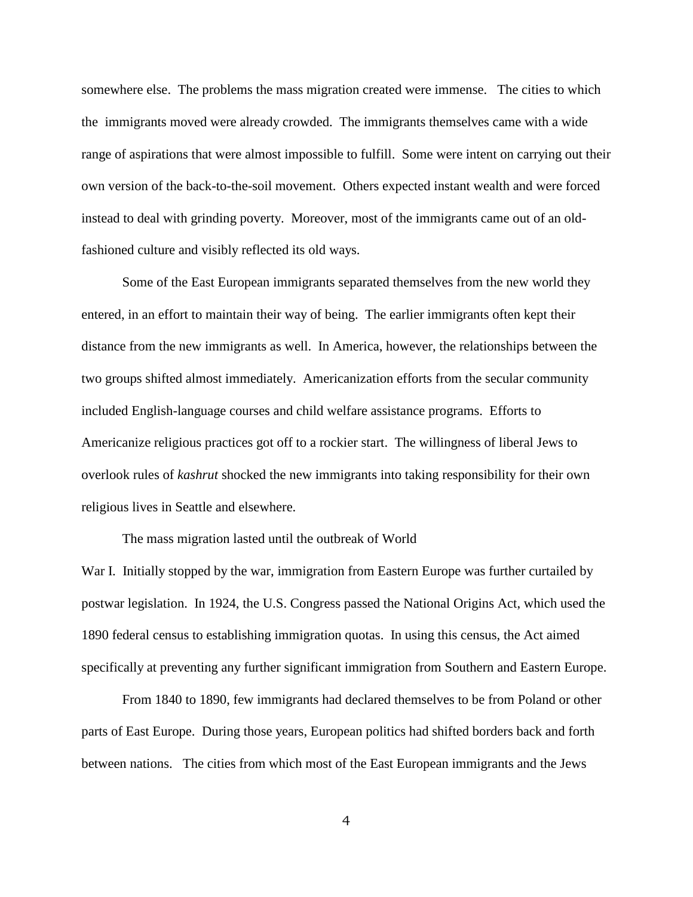somewhere else. The problems the mass migration created were immense. The cities to which the immigrants moved were already crowded. The immigrants themselves came with a wide range of aspirations that were almost impossible to fulfill. Some were intent on carrying out their own version of the back-to-the-soil movement. Others expected instant wealth and were forced instead to deal with grinding poverty. Moreover, most of the immigrants came out of an old-fashioned culture and visibly reflected its old ways.

Some of the East European immigrants separated themselves from the new world they entered, in an effort to maintain their way of being. The earlier immigrants often kept their distance from the new immigrants as well. In America, however, the relationships between the two groups shifted almost immediately. Americanization efforts from the secular community included English-language courses and child welfare assistance programs. Efforts to Americanize religious practices got off to a rockier start. The willingness of liberal Jews to overlook rules of *kashrut* shocked the new immigrants into taking responsibility for their own religious lives in Seattle and elsewhere.

The mass migration lasted until the outbreak of World War I. Initially stopped by the war, immigration from Eastern Europe was further curtailed by postwar legislation. In 1924, the U.S. Congress passed the National Origins Act, which used the 1890 federal census to establishing immigration quotas. In using this census, the Act aimed specifically at preventing any further significant immigration from Southern and Eastern Europe.

From 1840 to 1890, few immigrants had declared themselves to be from Poland or other parts of East Europe. During those years, European politics had shifted borders back and forth between nations. The cities from which most of the East European immigrants and the Jews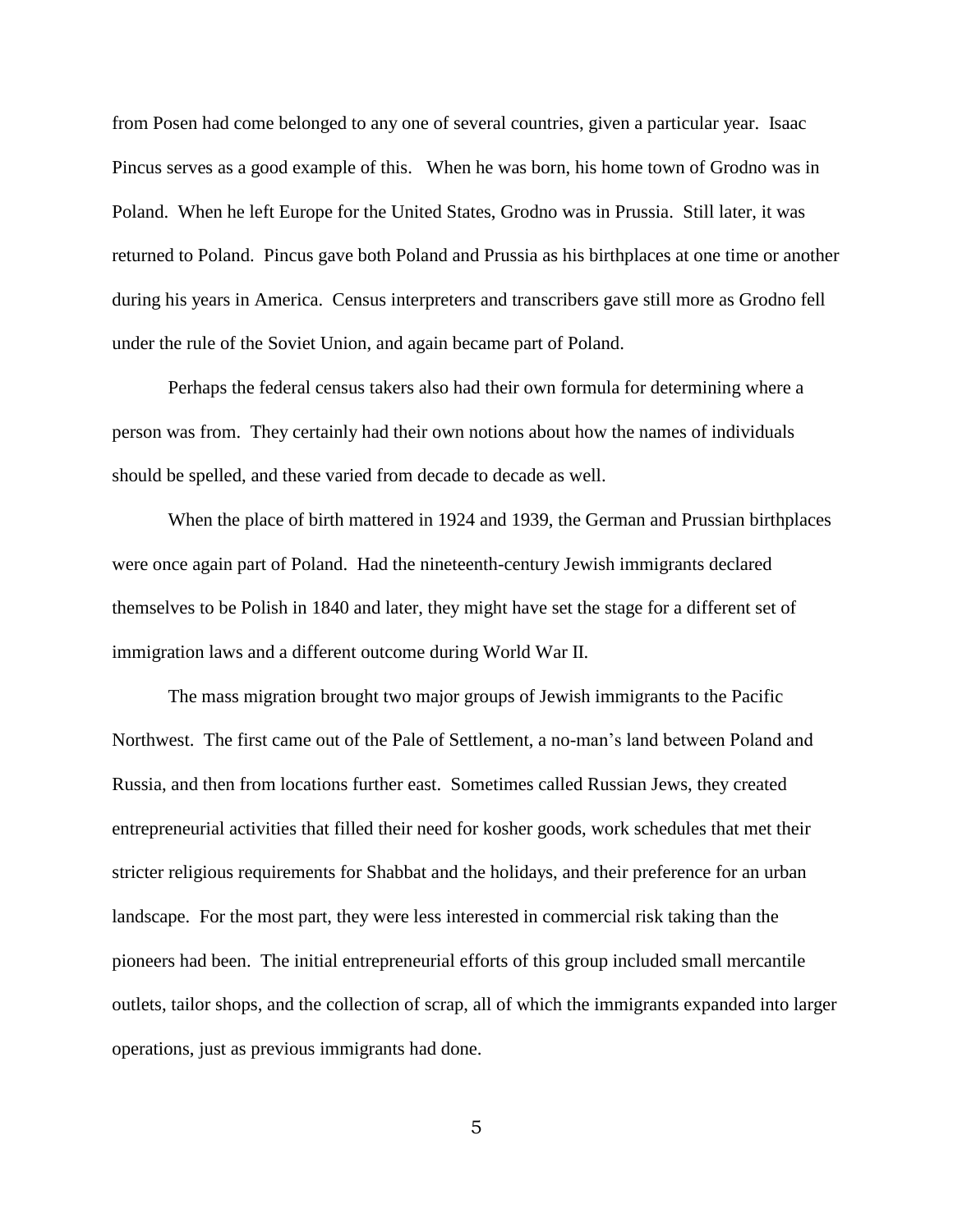from Posen had come belonged to any one of several countries, given a particular year. Isaac Pincus serves as a good example of this. When he was born, his home town of Grodno was in Poland. When he left Europe for the United States, Grodno was in Prussia. Still later, it was returned to Poland. Pincus gave both Poland and Prussia as his birthplaces at one time or another during his years in America. Census interpreters and transcribers gave still more as Grodno fell under the rule of the Soviet Union, and again became part of Poland.

Perhaps the federal census takers also had their own formula for determining where a person was from. They certainly had their own notions about how the names of individuals should be spelled, and these varied from decade to decade as well.

When the place of birth mattered in 1924 and 1939, the German and Prussian birthplaces were once again part of Poland. Had the nineteenth-century Jewish immigrants declared themselves to be Polish in 1840 and later, they might have set the stage for a different set of immigration laws and a different outcome during World War II.

The mass migration brought two major groups of Jewish immigrants to the Pacific Northwest. The first came out of the Pale of Settlement, a no-man's land between Poland and Russia, and then from locations further east. Sometimes called Russian Jews, they created entrepreneurial activities that filled their need for kosher goods, work schedules that met their stricter religious requirements for Shabbat and the holidays, and their preference for an urban landscape. For the most part, they were less interested in commercial risk taking than the pioneers had been. The initial entrepreneurial efforts of this group included small mercantile outlets, tailor shops, and the collection of scrap, all of which the immigrants expanded into larger operations, just as previous immigrants had done.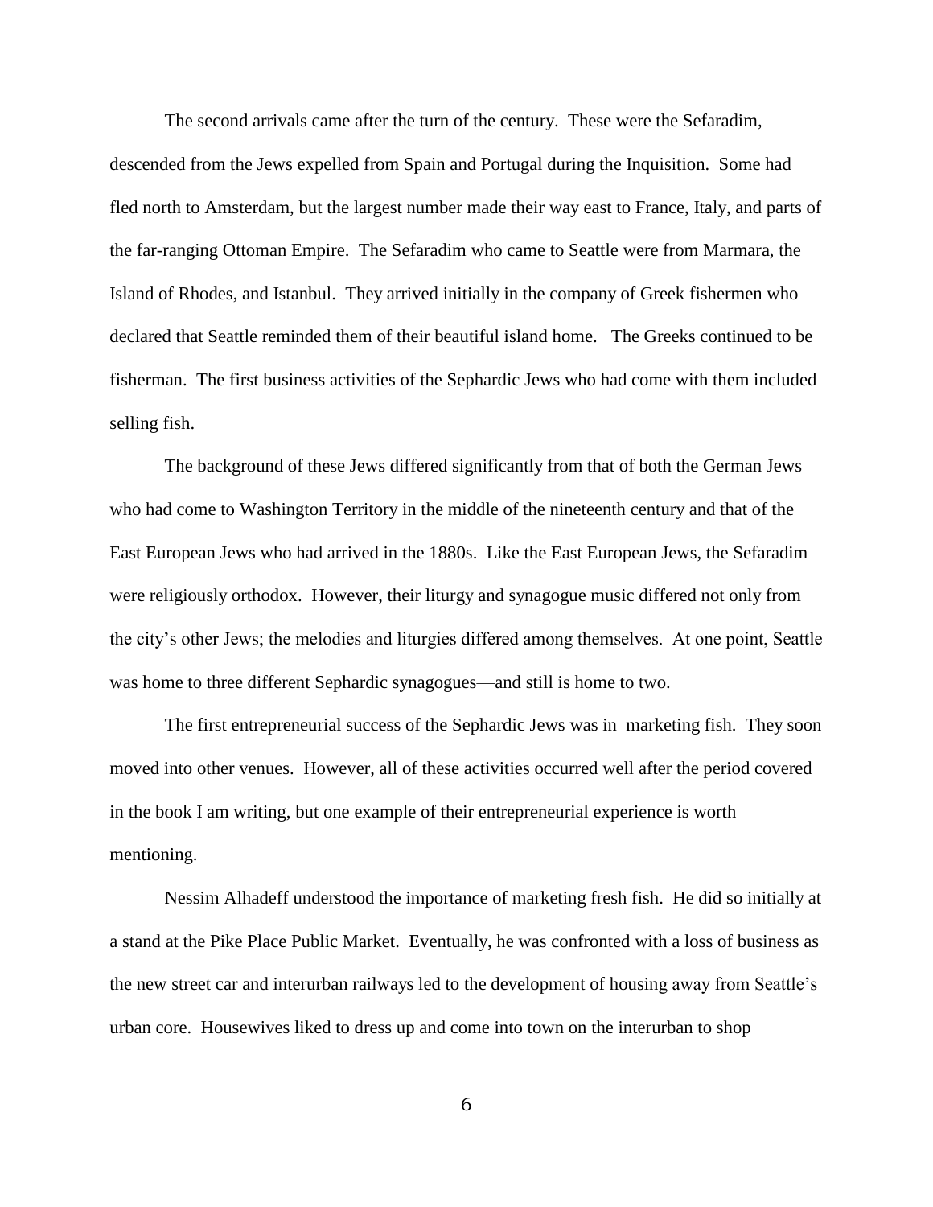The second arrivals came after the turn of the century. These were the Sefaradim, descended from the Jews expelled from Spain and Portugal during the Inquisition. Some had fled north to Amsterdam, but the largest number made their way east to France, Italy, and parts of the far-ranging Ottoman Empire. The Sefaradim who came to Seattle were from Marmara, the Island of Rhodes, and Istanbul. They arrived initially in the company of Greek fishermen who declared that Seattle reminded them of their beautiful island home. The Greeks continued to be fisherman. The first business activities of the Sephardic Jews who had come with them included selling fish.

The background of these Jews differed significantly from that of both the German Jews who had come to Washington Territory in the middle of the nineteenth century and that of the East European Jews who had arrived in the 1880s. Like the East European Jews, the Sefaradim were religiously orthodox. However, their liturgy and synagogue music differed not only from the city's other Jews; the melodies and liturgies differed among themselves. At one point, Seattle was home to three different Sephardic synagogues—and still is home to two.

The first entrepreneurial success of the Sephardic Jews was in marketing fish. They soon moved into other venues. However, all of these activities occurred well after the period covered in the book I am writing, but one example of their entrepreneurial experience is worth mentioning.

Nessim Alhadeff understood the importance of marketing fresh fish. He did so initially at a stand at the Pike Place Public Market. Eventually, he was confronted with a loss of business as the new street car and interurban railways led to the development of housing away from Seattle's urban core. Housewives liked to dress up and come into town on the interurban to shop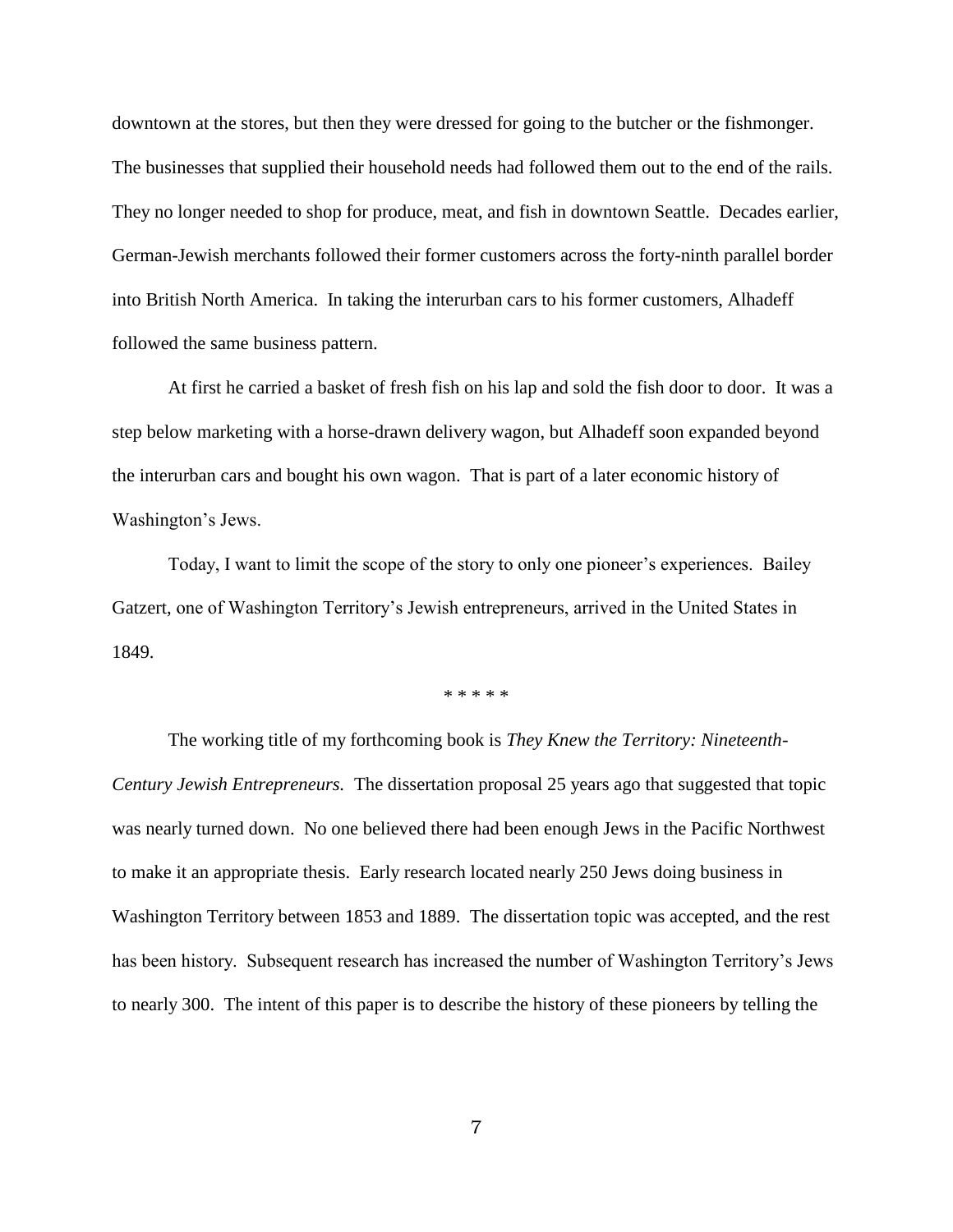downtown at the stores, but then they were dressed for going to the butcher or the fishmonger. The businesses that supplied their household needs had followed them out to the end of the rails. They no longer needed to shop for produce, meat, and fish in downtown Seattle. Decades earlier, German-Jewish merchants followed their former customers across the forty-ninth parallel border into British North America. In taking the interurban cars to his former customers, Alhadeff followed the same business pattern.

At first he carried a basket of fresh fish on his lap and sold the fish door to door. It was a step below marketing with a horse-drawn delivery wagon, but Alhadeff soon expanded beyond the interurban cars and bought his own wagon. That is part of a later economic history of Washington's Jews.

Today, I want to limit the scope of the story to only one pioneer's experiences. Bailey Gatzert, one of Washington Territory's Jewish entrepreneurs, arrived in the United States in 1849.

\* \* \* \* \*

The working title of my forthcoming book is *They Knew the Territory: Nineteenth-Century Jewish Entrepreneurs.* The dissertation proposal 25 years ago that suggested that topic was nearly turned down. No one believed there had been enough Jews in the Pacific Northwest to make it an appropriate thesis. Early research located nearly 250 Jews doing business in Washington Territory between 1853 and 1889. The dissertation topic was accepted, and the rest has been history. Subsequent research has increased the number of Washington Territory's Jews to nearly 300. The intent of this paper is to describe the history of these pioneers by telling the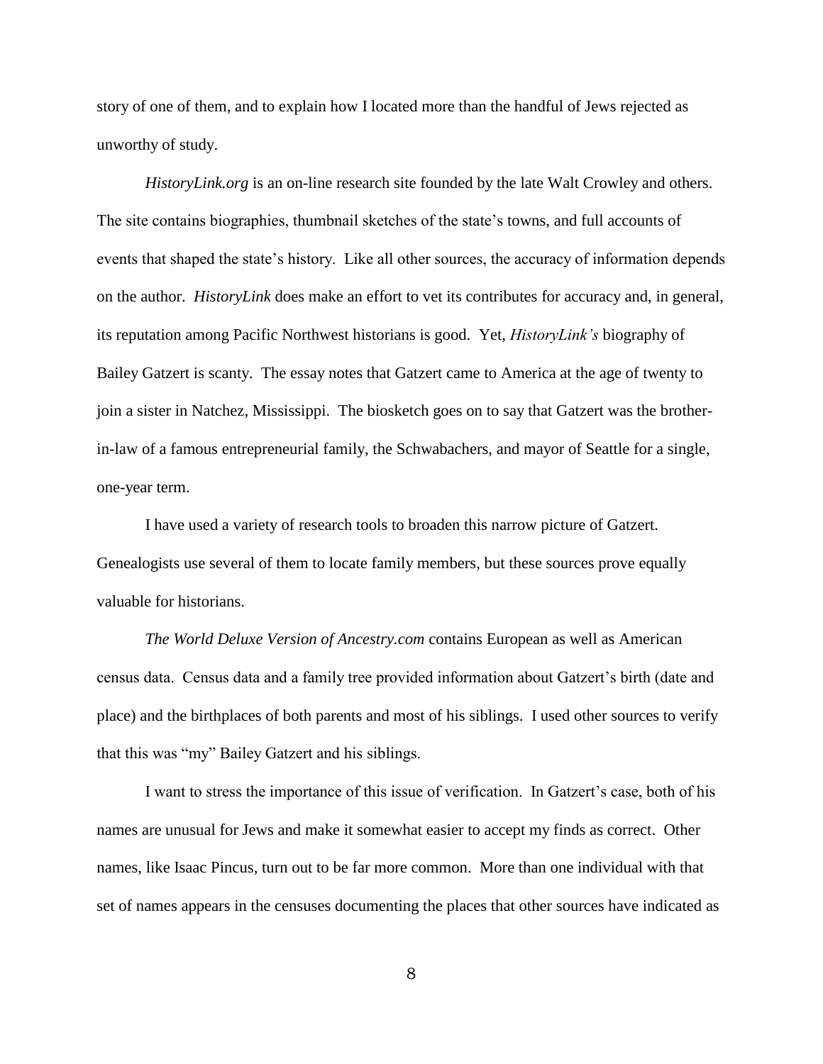story of one of them, and to explain how I located more than the handful of Jews rejected as unworthy of study.

*HistoryLink.org* is an on-line research site founded by the late Walt Crowley and others. The site contains biographies, thumbnail sketches of the state's towns, and full accounts of events that shaped the state's history. Like all other sources, the accuracy of information depends on the author. *HistoryLink* does make an effort to vet its contributes for accuracy and, in general, its reputation among Pacific Northwest historians is good. Yet, *HistoryLink's* biography of Bailey Gatzert is scanty. The essay notes that Gatzert came to America at the age of twenty to join a sister in Natchez, Mississippi. The biosketch goes on to say that Gatzert was the brother-in-law of a famous entrepreneurial family, the Schwabachers, and mayor of Seattle for a single, one-year term.

I have used a variety of research tools to broaden this narrow picture of Gatzert. Genealogists use several of them to locate family members, but these sources prove equally valuable for historians.

*The World Deluxe Version of Ancestry.com* contains European as well as American census data. Census data and a family tree provided information about Gatzert's birth (date and place) and the birthplaces of both parents and most of his siblings. I used other sources to verify that this was "my" Bailey Gatzert and his siblings.

I want to stress the importance of this issue of verification. In Gatzert's case, both of his names are unusual for Jews and make it somewhat easier to accept my finds as correct. Other names, like Isaac Pincus, turn out to be far more common. More than one individual with that set of names appears in the censuses documenting the places that other sources have indicated as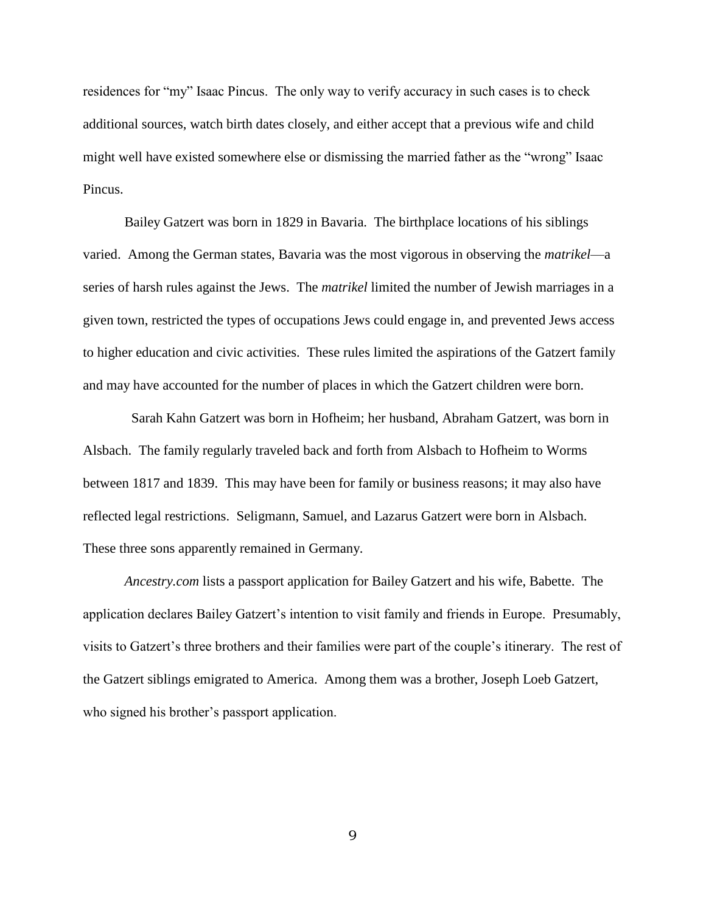residences for "my" Isaac Pincus. The only way to verify accuracy in such cases is to check additional sources, watch birth dates closely, and either accept that a previous wife and child might well have existed somewhere else or dismissing the married father as the "wrong" Isaac Pincus.

Bailey Gatzert was born in 1829 in Bavaria. The birthplace locations of his siblings varied. Among the German states, Bavaria was the most vigorous in observing the *matrikel*—a series of harsh rules against the Jews. The *matrikel* limited the number of Jewish marriages in a given town, restricted the types of occupations Jews could engage in, and prevented Jews access to higher education and civic activities. These rules limited the aspirations of the Gatzert family and may have accounted for the number of places in which the Gatzert children were born.

Sarah Kahn Gatzert was born in Hofheim; her husband, Abraham Gatzert, was born in Alsbach. The family regularly traveled back and forth from Alsbach to Hofheim to Worms between 1817 and 1839. This may have been for family or business reasons; it may also have reflected legal restrictions. Seligmann, Samuel, and Lazarus Gatzert were born in Alsbach. These three sons apparently remained in Germany.

*Ancestry.com* lists a passport application for Bailey Gatzert and his wife, Babette. The application declares Bailey Gatzert's intention to visit family and friends in Europe. Presumably, visits to Gatzert's three brothers and their families were part of the couple's itinerary. The rest of the Gatzert siblings emigrated to America. Among them was a brother, Joseph Loeb Gatzert, who signed his brother's passport application.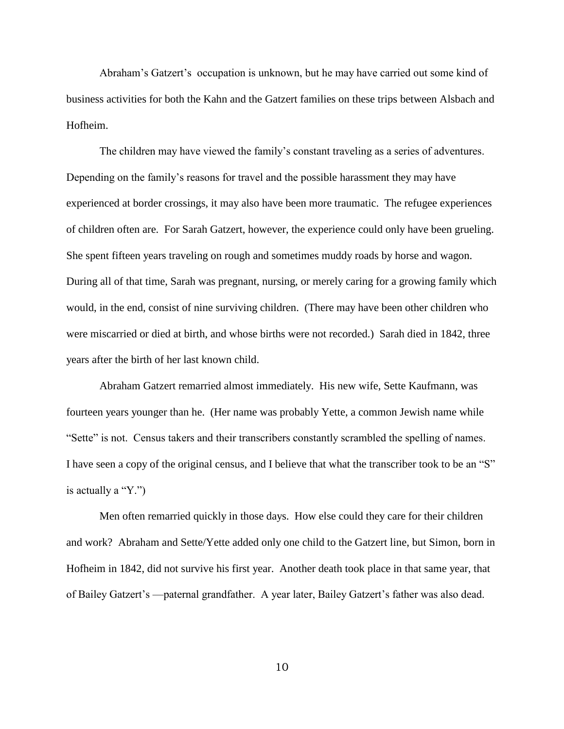Abraham's Gatzert's occupation is unknown, but he may have carried out some kind of business activities for both the Kahn and the Gatzert families on these trips between Alsbach and Hofheim.

The children may have viewed the family's constant traveling as a series of adventures. Depending on the family's reasons for travel and the possible harassment they may have experienced at border crossings, it may also have been more traumatic. The refugee experiences of children often are. For Sarah Gatzert, however, the experience could only have been grueling. She spent fifteen years traveling on rough and sometimes muddy roads by horse and wagon. During all of that time, Sarah was pregnant, nursing, or merely caring for a growing family which would, in the end, consist of nine surviving children. (There may have been other children who were miscarried or died at birth, and whose births were not recorded.) Sarah died in 1842, three years after the birth of her last known child.

Abraham Gatzert remarried almost immediately. His new wife, Sette Kaufmann, was fourteen years younger than he. (Her name was probably Yette, a common Jewish name while "Sette" is not. Census takers and their transcribers constantly scrambled the spelling of names. I have seen a copy of the original census, and I believe that what the transcriber took to be an "S" is actually a "Y.")

Men often remarried quickly in those days. How else could they care for their children and work? Abraham and Sette/Yette added only one child to the Gatzert line, but Simon, born in Hofheim in 1842, did not survive his first year. Another death took place in that same year, that of Bailey Gatzert's —paternal grandfather. A year later, Bailey Gatzert's father was also dead.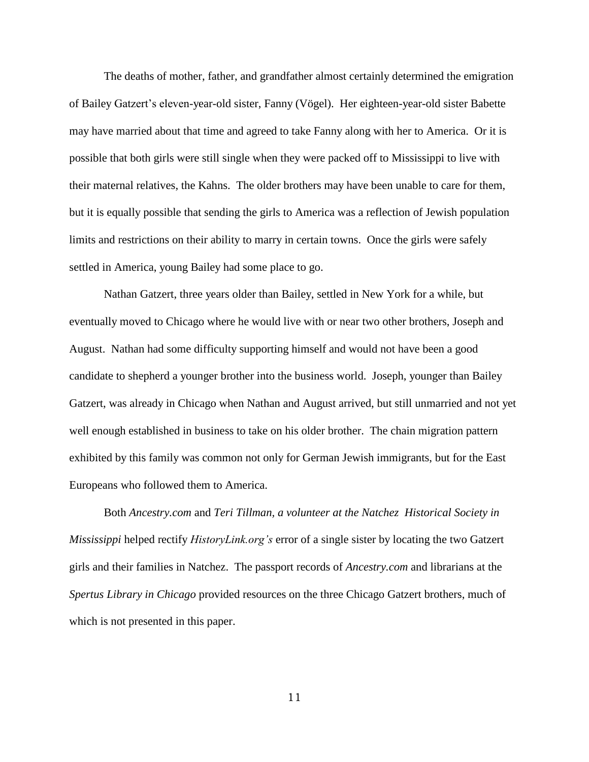The deaths of mother, father, and grandfather almost certainly determined the emigration of Bailey Gatzert's eleven-year-old sister, Fanny (Vögel). Her eighteen-year-old sister Babette may have married about that time and agreed to take Fanny along with her to America. Or it is possible that both girls were still single when they were packed off to Mississippi to live with their maternal relatives, the Kahns. The older brothers may have been unable to care for them, but it is equally possible that sending the girls to America was a reflection of Jewish population limits and restrictions on their ability to marry in certain towns. Once the girls were safely settled in America, young Bailey had some place to go.

Nathan Gatzert, three years older than Bailey, settled in New York for a while, but eventually moved to Chicago where he would live with or near two other brothers, Joseph and August. Nathan had some difficulty supporting himself and would not have been a good candidate to shepherd a younger brother into the business world. Joseph, younger than Bailey Gatzert, was already in Chicago when Nathan and August arrived, but still unmarried and not yet well enough established in business to take on his older brother. The chain migration pattern exhibited by this family was common not only for German Jewish immigrants, but for the East Europeans who followed them to America.

Both *Ancestry.com* and *Teri Tillman, a volunteer at the Natchez Historical Society in Mississippi* helped rectify *HistoryLink.org's* error of a single sister by locating the two Gatzert girls and their families in Natchez. The passport records of *Ancestry.com* and librarians at the *Spertus Library in Chicago* provided resources on the three Chicago Gatzert brothers, much of which is not presented in this paper.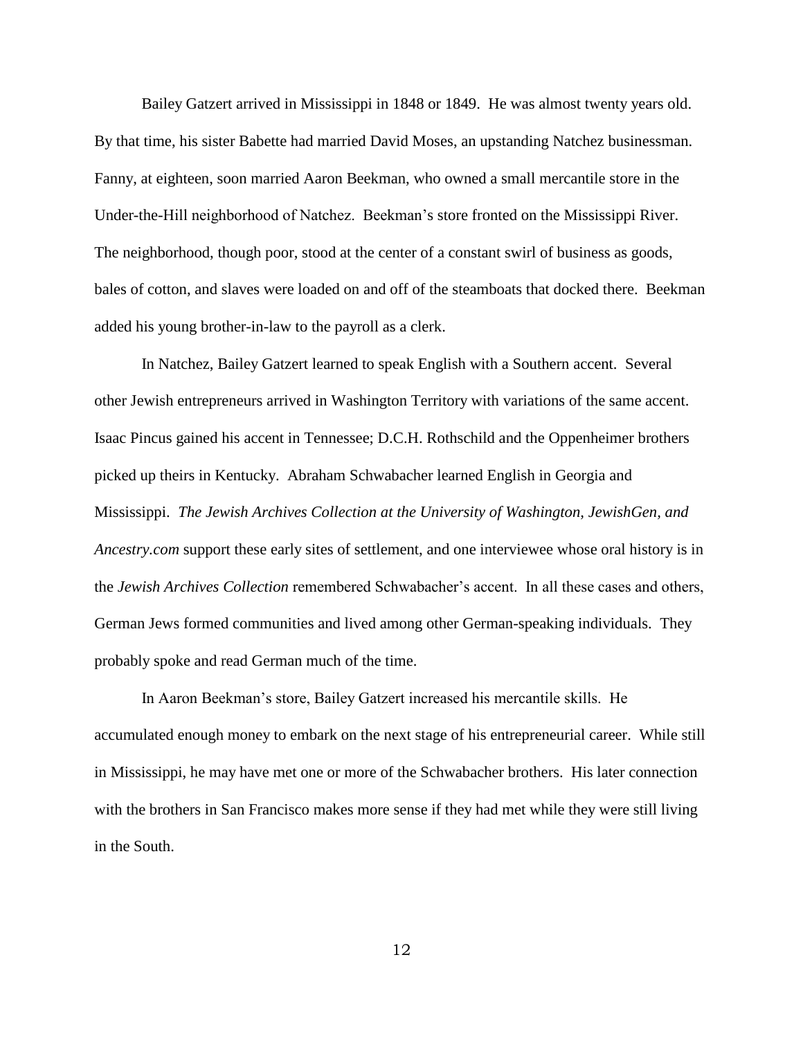Bailey Gatzert arrived in Mississippi in 1848 or 1849. He was almost twenty years old. By that time, his sister Babette had married David Moses, an upstanding Natchez businessman. Fanny, at eighteen, soon married Aaron Beekman, who owned a small mercantile store in the Under-the-Hill neighborhood of Natchez. Beekman's store fronted on the Mississippi River. The neighborhood, though poor, stood at the center of a constant swirl of business as goods, bales of cotton, and slaves were loaded on and off of the steamboats that docked there. Beekman added his young brother-in-law to the payroll as a clerk.

In Natchez, Bailey Gatzert learned to speak English with a Southern accent. Several other Jewish entrepreneurs arrived in Washington Territory with variations of the same accent. Isaac Pincus gained his accent in Tennessee; D.C.H. Rothschild and the Oppenheimer brothers picked up theirs in Kentucky. Abraham Schwabacher learned English in Georgia and Mississippi. *The Jewish Archives Collection at the University of Washington, JewishGen, and Ancestry.com* support these early sites of settlement, and one interviewee whose oral history is in the *Jewish Archives Collection* remembered Schwabacher's accent. In all these cases and others, German Jews formed communities and lived among other German-speaking individuals. They probably spoke and read German much of the time.

In Aaron Beekman's store, Bailey Gatzert increased his mercantile skills. He accumulated enough money to embark on the next stage of his entrepreneurial career. While still in Mississippi, he may have met one or more of the Schwabacher brothers. His later connection with the brothers in San Francisco makes more sense if they had met while they were still living in the South.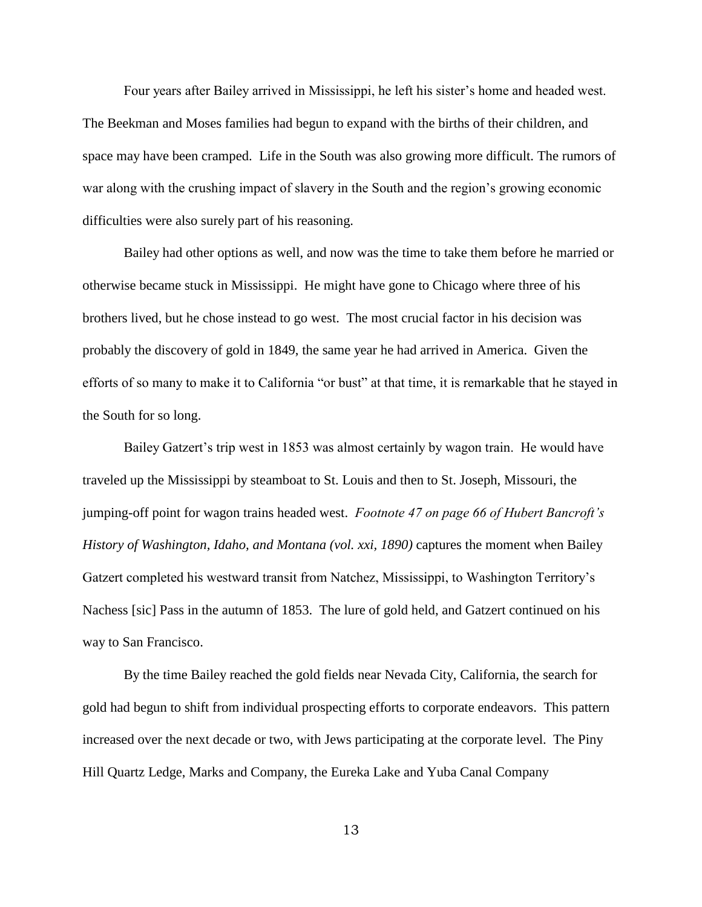Four years after Bailey arrived in Mississippi, he left his sister's home and headed west. The Beekman and Moses families had begun to expand with the births of their children, and space may have been cramped. Life in the South was also growing more difficult. The rumors of war along with the crushing impact of slavery in the South and the region's growing economic difficulties were also surely part of his reasoning.

Bailey had other options as well, and now was the time to take them before he married or otherwise became stuck in Mississippi. He might have gone to Chicago where three of his brothers lived, but he chose instead to go west. The most crucial factor in his decision was probably the discovery of gold in 1849, the same year he had arrived in America. Given the efforts of so many to make it to California "or bust" at that time, it is remarkable that he stayed in the South for so long.

Bailey Gatzert's trip west in 1853 was almost certainly by wagon train. He would have traveled up the Mississippi by steamboat to St. Louis and then to St. Joseph, Missouri, the jumping-off point for wagon trains headed west. *Footnote 47 on page 66 of Hubert Bancroft's History of Washington, Idaho, and Montana (vol. xxi, 1890)* captures the moment when Bailey Gatzert completed his westward transit from Natchez, Mississippi, to Washington Territory's Nachess [sic] Pass in the autumn of 1853. The lure of gold held, and Gatzert continued on his way to San Francisco.

By the time Bailey reached the gold fields near Nevada City, California, the search for gold had begun to shift from individual prospecting efforts to corporate endeavors. This pattern increased over the next decade or two, with Jews participating at the corporate level. The Piny Hill Quartz Ledge, Marks and Company, the Eureka Lake and Yuba Canal Company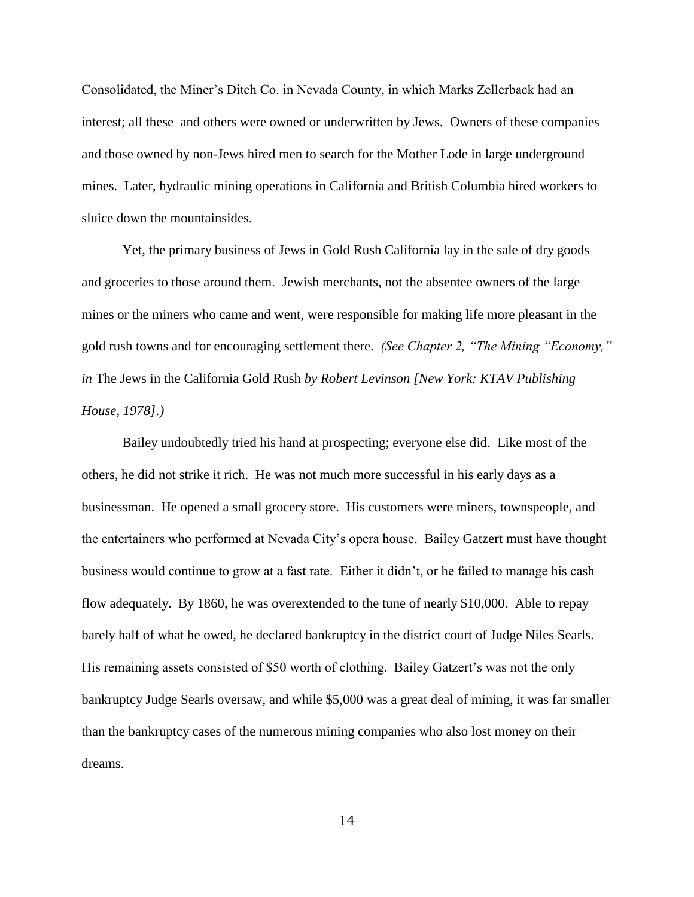Consolidated, the Miner's Ditch Co. in Nevada County, in which Marks Zellerback had an interest; all these and others were owned or underwritten by Jews. Owners of these companies and those owned by non-Jews hired men to search for the Mother Lode in large underground mines. Later, hydraulic mining operations in California and British Columbia hired workers to sluice down the mountainsides.

Yet, the primary business of Jews in Gold Rush California lay in the sale of dry goods and groceries to those around them. Jewish merchants, not the absentee owners of the large mines or the miners who came and went, were responsible for making life more pleasant in the gold rush towns and for encouraging settlement there. *(See Chapter 2, "The Mining "Economy," in* The Jews in the California Gold Rush *by Robert Levinson [New York: KTAV Publishing House, 1978].)*

Bailey undoubtedly tried his hand at prospecting; everyone else did. Like most of the others, he did not strike it rich. He was not much more successful in his early days as a businessman. He opened a small grocery store. His customers were miners, townspeople, and the entertainers who performed at Nevada City's opera house. Bailey Gatzert must have thought business would continue to grow at a fast rate. Either it didn't, or he failed to manage his cash flow adequately. By 1860, he was overextended to the tune of nearly $10,000. Able to repay barely half of what he owed, he declared bankruptcy in the district court of Judge Niles Searls. His remaining assets consisted of $50 worth of clothing. Bailey Gatzert's was not the only bankruptcy Judge Searls oversaw, and while $5,000 was a great deal of mining, it was far smaller than the bankruptcy cases of the numerous mining companies who also lost money on their dreams.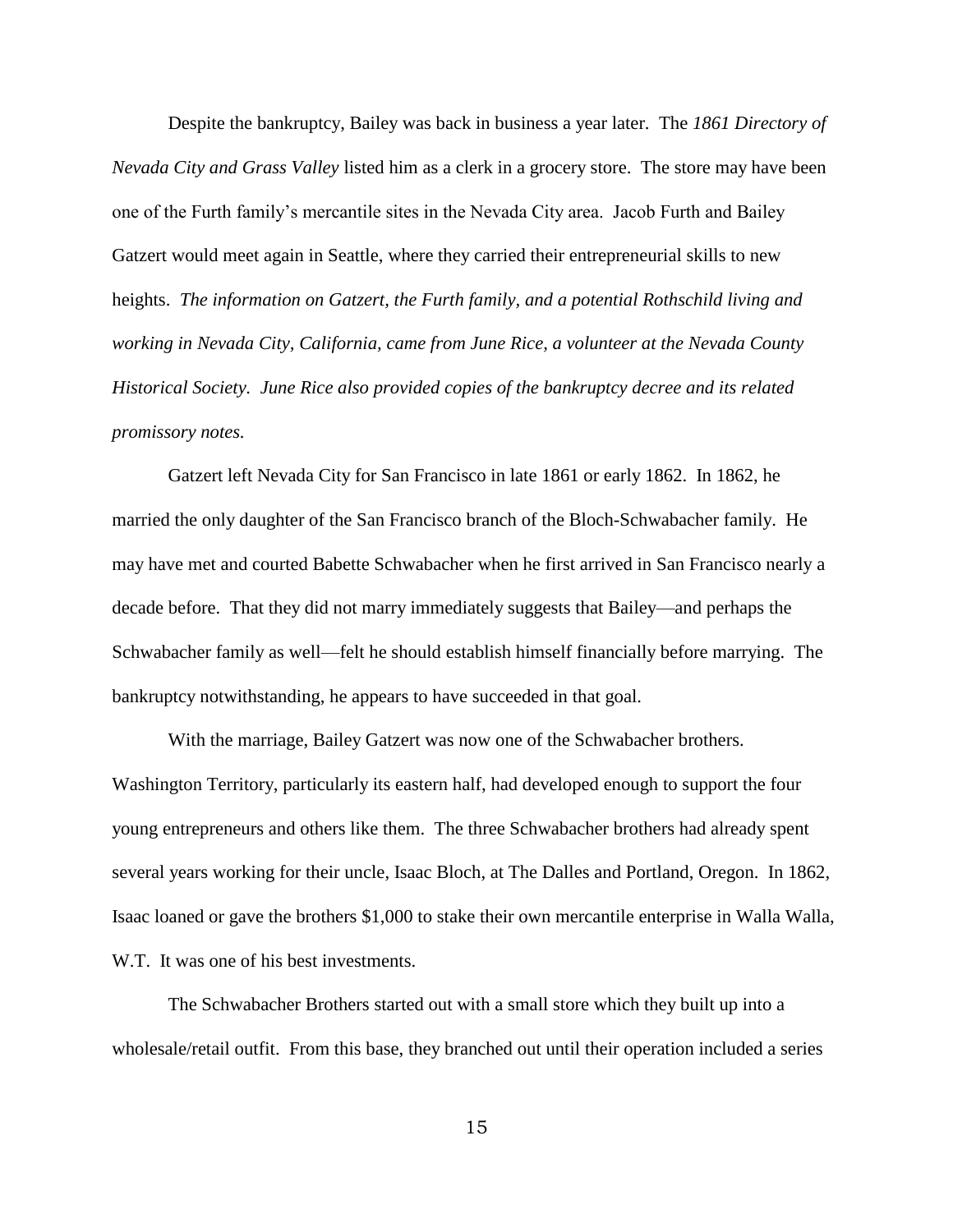Despite the bankruptcy, Bailey was back in business a year later. The *1861 Directory of Nevada City and Grass Valley* listed him as a clerk in a grocery store. The store may have been one of the Furth family's mercantile sites in the Nevada City area. Jacob Furth and Bailey Gatzert would meet again in Seattle, where they carried their entrepreneurial skills to new heights. *The information on Gatzert, the Furth family, and a potential Rothschild living and working in Nevada City, California, came from June Rice, a volunteer at the Nevada County Historical Society. June Rice also provided copies of the bankruptcy decree and its related promissory notes.*

Gatzert left Nevada City for San Francisco in late 1861 or early 1862. In 1862, he married the only daughter of the San Francisco branch of the Bloch-Schwabacher family. He may have met and courted Babette Schwabacher when he first arrived in San Francisco nearly a decade before. That they did not marry immediately suggests that Bailey—and perhaps the Schwabacher family as well—felt he should establish himself financially before marrying. The bankruptcy notwithstanding, he appears to have succeeded in that goal.

With the marriage, Bailey Gatzert was now one of the Schwabacher brothers. Washington Territory, particularly its eastern half, had developed enough to support the four young entrepreneurs and others like them. The three Schwabacher brothers had already spent several years working for their uncle, Isaac Bloch, at The Dalles and Portland, Oregon. In 1862, Isaac loaned or gave the brothers $1,000 to stake their own mercantile enterprise in Walla Walla, W.T. It was one of his best investments.

The Schwabacher Brothers started out with a small store which they built up into a wholesale/retail outfit. From this base, they branched out until their operation included a series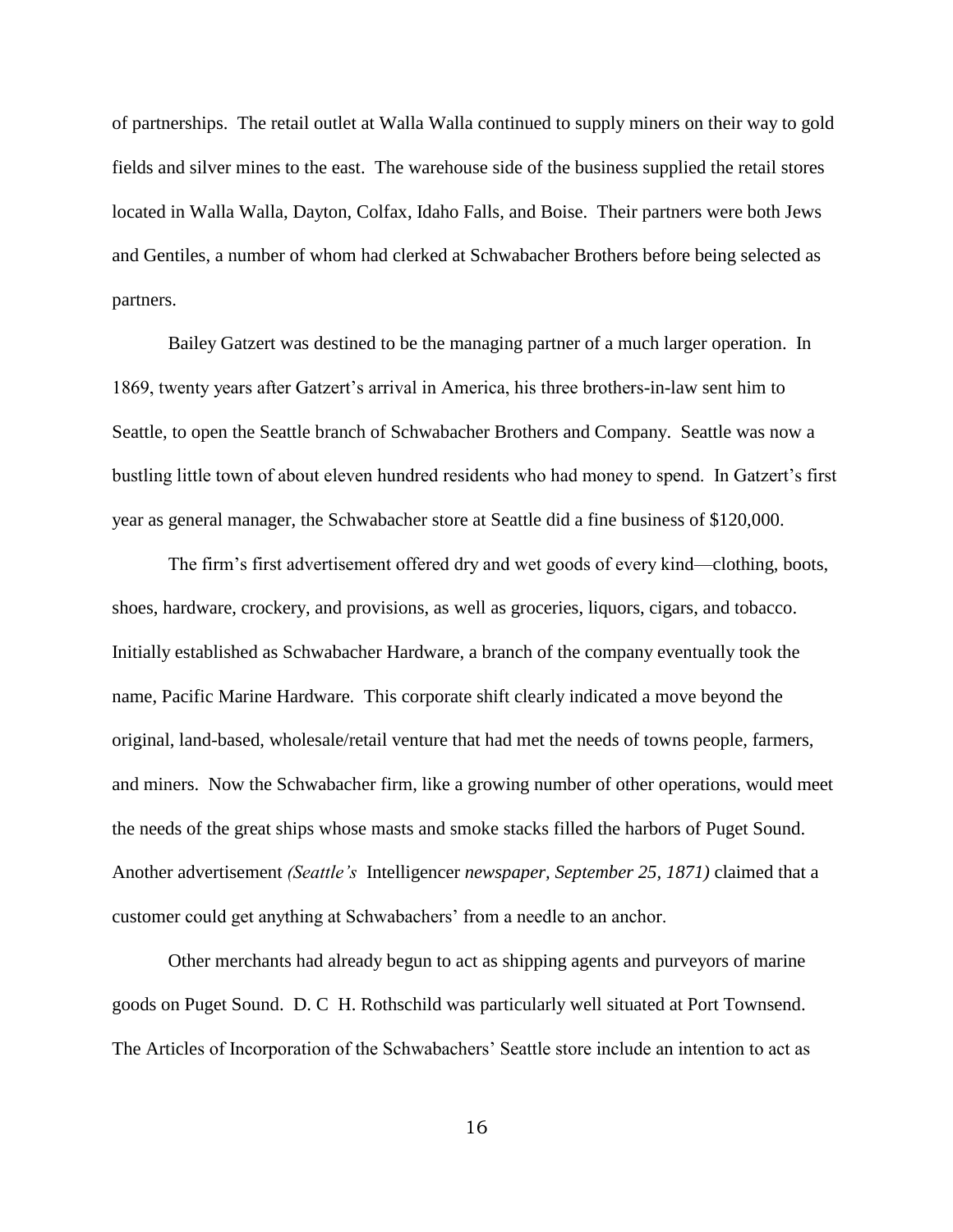of partnerships. The retail outlet at Walla Walla continued to supply miners on their way to gold fields and silver mines to the east. The warehouse side of the business supplied the retail stores located in Walla Walla, Dayton, Colfax, Idaho Falls, and Boise. Their partners were both Jews and Gentiles, a number of whom had clerked at Schwabacher Brothers before being selected as partners.

Bailey Gatzert was destined to be the managing partner of a much larger operation. In 1869, twenty years after Gatzert's arrival in America, his three brothers-in-law sent him to Seattle, to open the Seattle branch of Schwabacher Brothers and Company. Seattle was now a bustling little town of about eleven hundred residents who had money to spend. In Gatzert's first year as general manager, the Schwabacher store at Seattle did a fine business of $120,000.

The firm's first advertisement offered dry and wet goods of every kind—clothing, boots, shoes, hardware, crockery, and provisions, as well as groceries, liquors, cigars, and tobacco. Initially established as Schwabacher Hardware, a branch of the company eventually took the name, Pacific Marine Hardware. This corporate shift clearly indicated a move beyond the original, land-based, wholesale/retail venture that had met the needs of towns people, farmers, and miners. Now the Schwabacher firm, like a growing number of other operations, would meet the needs of the great ships whose masts and smoke stacks filled the harbors of Puget Sound. Another advertisement *(Seattle's* Intelligencer *newspaper, September 25, 1871)* claimed that a customer could get anything at Schwabachers' from a needle to an anchor.

Other merchants had already begun to act as shipping agents and purveyors of marine goods on Puget Sound. D. C H. Rothschild was particularly well situated at Port Townsend. The Articles of Incorporation of the Schwabachers' Seattle store include an intention to act as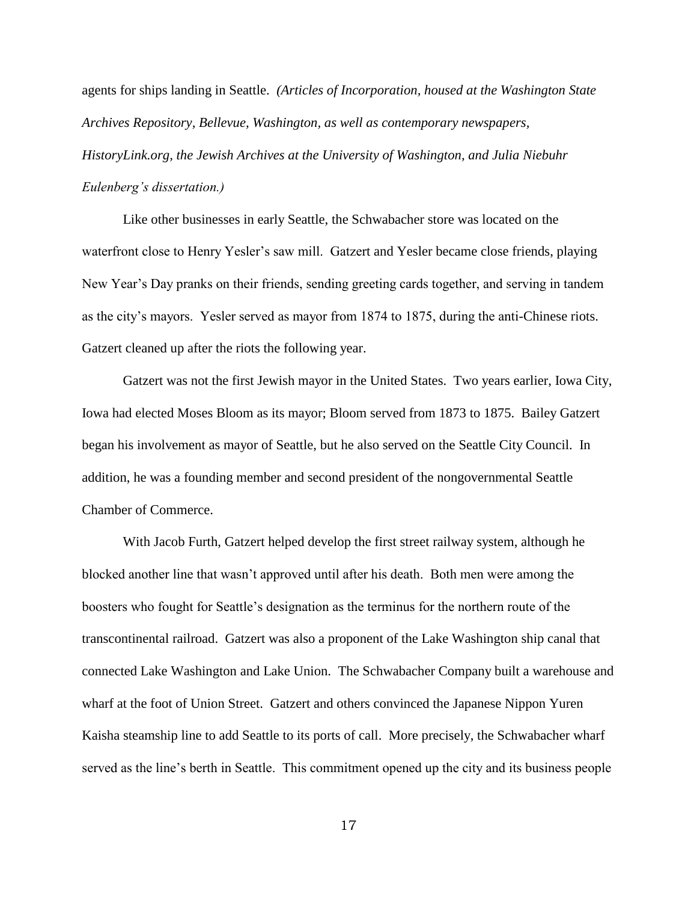agents for ships landing in Seattle. *(Articles of Incorporation, housed at the Washington State Archives Repository, Bellevue, Washington, as well as contemporary newspapers, HistoryLink.org, the Jewish Archives at the University of Washington, and Julia Niebuhr Eulenberg's dissertation.)*

Like other businesses in early Seattle, the Schwabacher store was located on the waterfront close to Henry Yesler's saw mill. Gatzert and Yesler became close friends, playing New Year's Day pranks on their friends, sending greeting cards together, and serving in tandem as the city's mayors. Yesler served as mayor from 1874 to 1875, during the anti-Chinese riots. Gatzert cleaned up after the riots the following year.

Gatzert was not the first Jewish mayor in the United States. Two years earlier, Iowa City, Iowa had elected Moses Bloom as its mayor; Bloom served from 1873 to 1875. Bailey Gatzert began his involvement as mayor of Seattle, but he also served on the Seattle City Council. In addition, he was a founding member and second president of the nongovernmental Seattle Chamber of Commerce.

With Jacob Furth, Gatzert helped develop the first street railway system, although he blocked another line that wasn't approved until after his death. Both men were among the boosters who fought for Seattle's designation as the terminus for the northern route of the transcontinental railroad. Gatzert was also a proponent of the Lake Washington ship canal that connected Lake Washington and Lake Union. The Schwabacher Company built a warehouse and wharf at the foot of Union Street. Gatzert and others convinced the Japanese Nippon Yuren Kaisha steamship line to add Seattle to its ports of call. More precisely, the Schwabacher wharf served as the line's berth in Seattle. This commitment opened up the city and its business people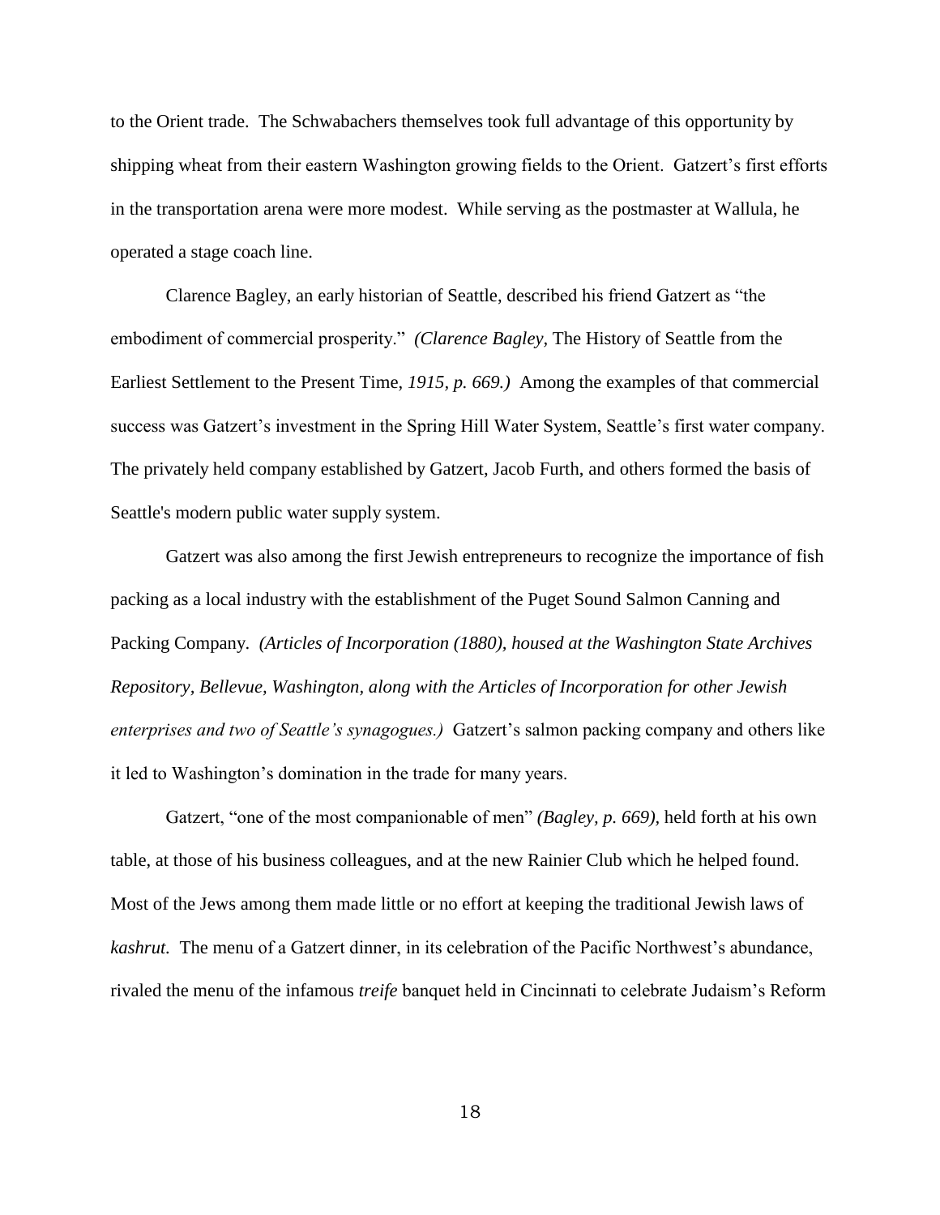to the Orient trade. The Schwabachers themselves took full advantage of this opportunity by shipping wheat from their eastern Washington growing fields to the Orient. Gatzert's first efforts in the transportation arena were more modest. While serving as the postmaster at Wallula, he operated a stage coach line.

Clarence Bagley, an early historian of Seattle, described his friend Gatzert as "the embodiment of commercial prosperity." *(Clarence Bagley,* The History of Seattle from the Earliest Settlement to the Present Time, *1915, p. 669.)* Among the examples of that commercial success was Gatzert's investment in the Spring Hill Water System, Seattle's first water company. The privately held company established by Gatzert, Jacob Furth, and others formed the basis of Seattle's modern public water supply system.

Gatzert was also among the first Jewish entrepreneurs to recognize the importance of fish packing as a local industry with the establishment of the Puget Sound Salmon Canning and Packing Company. *(Articles of Incorporation (1880), housed at the Washington State Archives Repository, Bellevue, Washington, along with the Articles of Incorporation for other Jewish enterprises and two of Seattle's synagogues.)* Gatzert's salmon packing company and others like it led to Washington's domination in the trade for many years.

Gatzert, "one of the most companionable of men" *(Bagley, p. 669),* held forth at his own table, at those of his business colleagues, and at the new Rainier Club which he helped found. Most of the Jews among them made little or no effort at keeping the traditional Jewish laws of *kashrut.* The menu of a Gatzert dinner, in its celebration of the Pacific Northwest's abundance, rivaled the menu of the infamous *treife* banquet held in Cincinnati to celebrate Judaism's Reform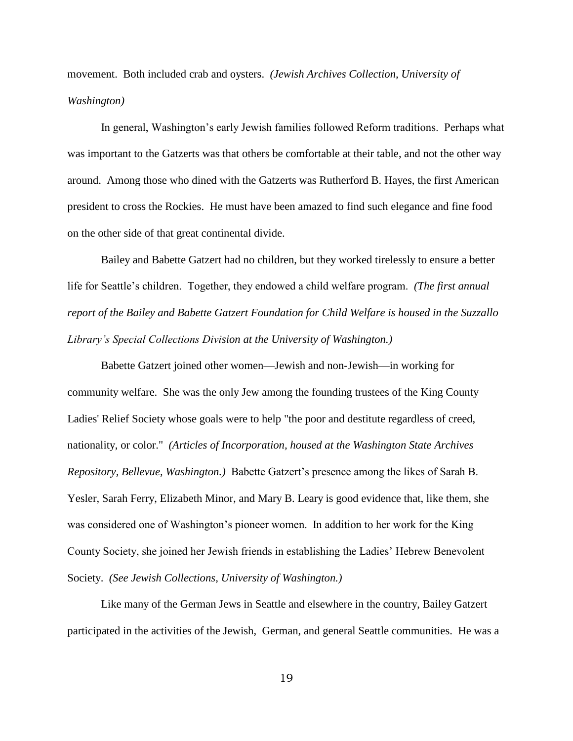movement. Both included crab and oysters. *(Jewish Archives Collection, University of Washington)*

In general, Washington's early Jewish families followed Reform traditions. Perhaps what was important to the Gatzerts was that others be comfortable at their table, and not the other way around. Among those who dined with the Gatzerts was Rutherford B. Hayes, the first American president to cross the Rockies. He must have been amazed to find such elegance and fine food on the other side of that great continental divide.

Bailey and Babette Gatzert had no children, but they worked tirelessly to ensure a better life for Seattle's children. Together, they endowed a child welfare program. *(The first annual report of the Bailey and Babette Gatzert Foundation for Child Welfare is housed in the Suzzallo Library's Special Collections Division at the University of Washington.)*

Babette Gatzert joined other women—Jewish and non-Jewish—in working for community welfare. She was the only Jew among the founding trustees of the King County Ladies' Relief Society whose goals were to help "the poor and destitute regardless of creed, nationality, or color." *(Articles of Incorporation, housed at the Washington State Archives Repository, Bellevue, Washington.)* Babette Gatzert's presence among the likes of Sarah B. Yesler, Sarah Ferry, Elizabeth Minor, and Mary B. Leary is good evidence that, like them, she was considered one of Washington's pioneer women. In addition to her work for the King County Society, she joined her Jewish friends in establishing the Ladies' Hebrew Benevolent Society. *(See Jewish Collections, University of Washington.)*

Like many of the German Jews in Seattle and elsewhere in the country, Bailey Gatzert participated in the activities of the Jewish, German, and general Seattle communities. He was a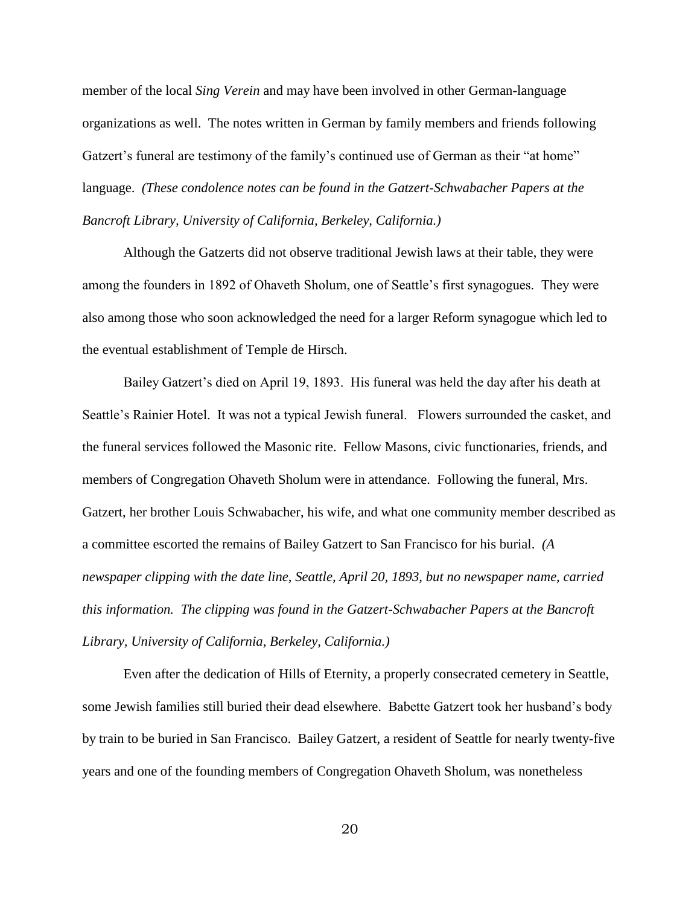member of the local *Sing Verein* and may have been involved in other German-language organizations as well. The notes written in German by family members and friends following Gatzert's funeral are testimony of the family's continued use of German as their "at home" language. *(These condolence notes can be found in the Gatzert-Schwabacher Papers at the Bancroft Library, University of California, Berkeley, California.)*

Although the Gatzerts did not observe traditional Jewish laws at their table, they were among the founders in 1892 of Ohaveth Sholum, one of Seattle's first synagogues. They were also among those who soon acknowledged the need for a larger Reform synagogue which led to the eventual establishment of Temple de Hirsch.

Bailey Gatzert's died on April 19, 1893. His funeral was held the day after his death at Seattle's Rainier Hotel. It was not a typical Jewish funeral. Flowers surrounded the casket, and the funeral services followed the Masonic rite. Fellow Masons, civic functionaries, friends, and members of Congregation Ohaveth Sholum were in attendance. Following the funeral, Mrs. Gatzert, her brother Louis Schwabacher, his wife, and what one community member described as a committee escorted the remains of Bailey Gatzert to San Francisco for his burial. *(A newspaper clipping with the date line, Seattle, April 20, 1893, but no newspaper name, carried this information. The clipping was found in the Gatzert-Schwabacher Papers at the Bancroft Library, University of California, Berkeley, California.)*

Even after the dedication of Hills of Eternity, a properly consecrated cemetery in Seattle, some Jewish families still buried their dead elsewhere. Babette Gatzert took her husband's body by train to be buried in San Francisco. Bailey Gatzert, a resident of Seattle for nearly twenty-five years and one of the founding members of Congregation Ohaveth Sholum, was nonetheless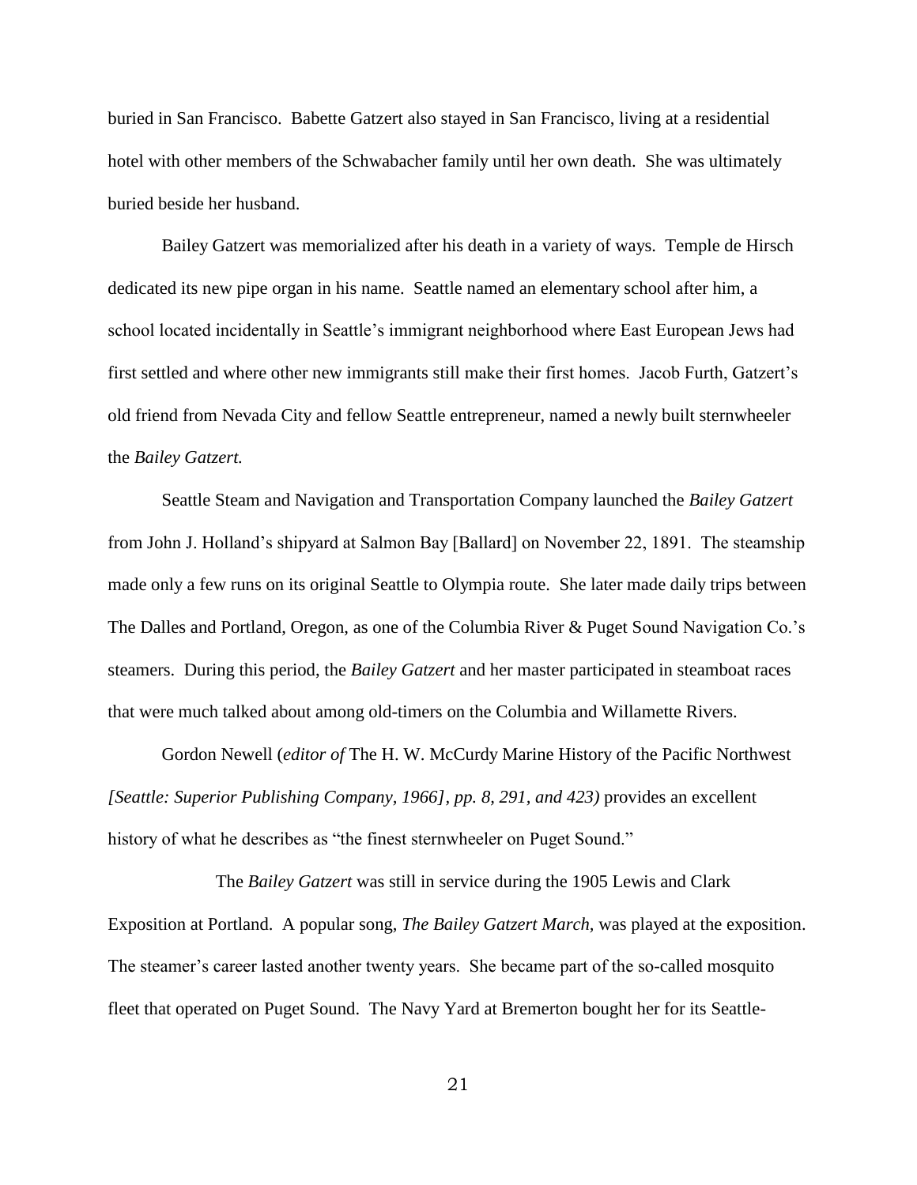buried in San Francisco. Babette Gatzert also stayed in San Francisco, living at a residential hotel with other members of the Schwabacher family until her own death. She was ultimately buried beside her husband.

Bailey Gatzert was memorialized after his death in a variety of ways. Temple de Hirsch dedicated its new pipe organ in his name. Seattle named an elementary school after him, a school located incidentally in Seattle's immigrant neighborhood where East European Jews had first settled and where other new immigrants still make their first homes. Jacob Furth, Gatzert's old friend from Nevada City and fellow Seattle entrepreneur, named a newly built sternwheeler the *Bailey Gatzert.*

Seattle Steam and Navigation and Transportation Company launched the *Bailey Gatzert* from John J. Holland's shipyard at Salmon Bay [Ballard] on November 22, 1891. The steamship made only a few runs on its original Seattle to Olympia route. She later made daily trips between The Dalles and Portland, Oregon, as one of the Columbia River & Puget Sound Navigation Co.'s steamers. During this period, the *Bailey Gatzert* and her master participated in steamboat races that were much talked about among old-timers on the Columbia and Willamette Rivers.

Gordon Newell (*editor of* The H. W. McCurdy Marine History of the Pacific Northwest *[Seattle: Superior Publishing Company, 1966], pp. 8, 291, and 423)* provides an excellent history of what he describes as "the finest sternwheeler on Puget Sound."

The *Bailey Gatzert* was still in service during the 1905 Lewis and Clark Exposition at Portland. A popular song, *The Bailey Gatzert March,* was played at the exposition. The steamer's career lasted another twenty years. She became part of the so-called mosquito fleet that operated on Puget Sound. The Navy Yard at Bremerton bought her for its Seattle-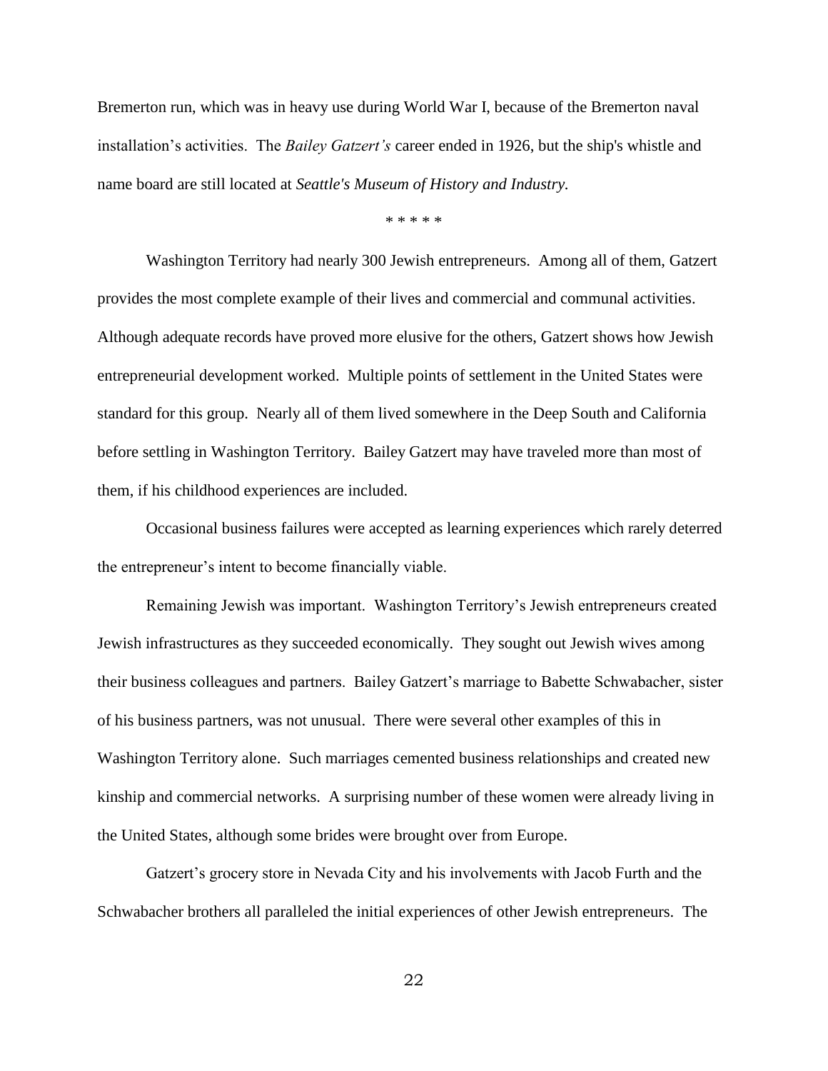Bremerton run, which was in heavy use during World War I, because of the Bremerton naval installation's activities. The *Bailey Gatzert's* career ended in 1926, but the ship's whistle and name board are still located at *Seattle's Museum of History and Industry.*

\* \* \* \* \*

Washington Territory had nearly 300 Jewish entrepreneurs. Among all of them, Gatzert provides the most complete example of their lives and commercial and communal activities. Although adequate records have proved more elusive for the others, Gatzert shows how Jewish entrepreneurial development worked. Multiple points of settlement in the United States were standard for this group. Nearly all of them lived somewhere in the Deep South and California before settling in Washington Territory. Bailey Gatzert may have traveled more than most of them, if his childhood experiences are included.

Occasional business failures were accepted as learning experiences which rarely deterred the entrepreneur's intent to become financially viable.

Remaining Jewish was important. Washington Territory's Jewish entrepreneurs created Jewish infrastructures as they succeeded economically. They sought out Jewish wives among their business colleagues and partners. Bailey Gatzert's marriage to Babette Schwabacher, sister of his business partners, was not unusual. There were several other examples of this in Washington Territory alone. Such marriages cemented business relationships and created new kinship and commercial networks. A surprising number of these women were already living in the United States, although some brides were brought over from Europe.

Gatzert's grocery store in Nevada City and his involvements with Jacob Furth and the Schwabacher brothers all paralleled the initial experiences of other Jewish entrepreneurs. The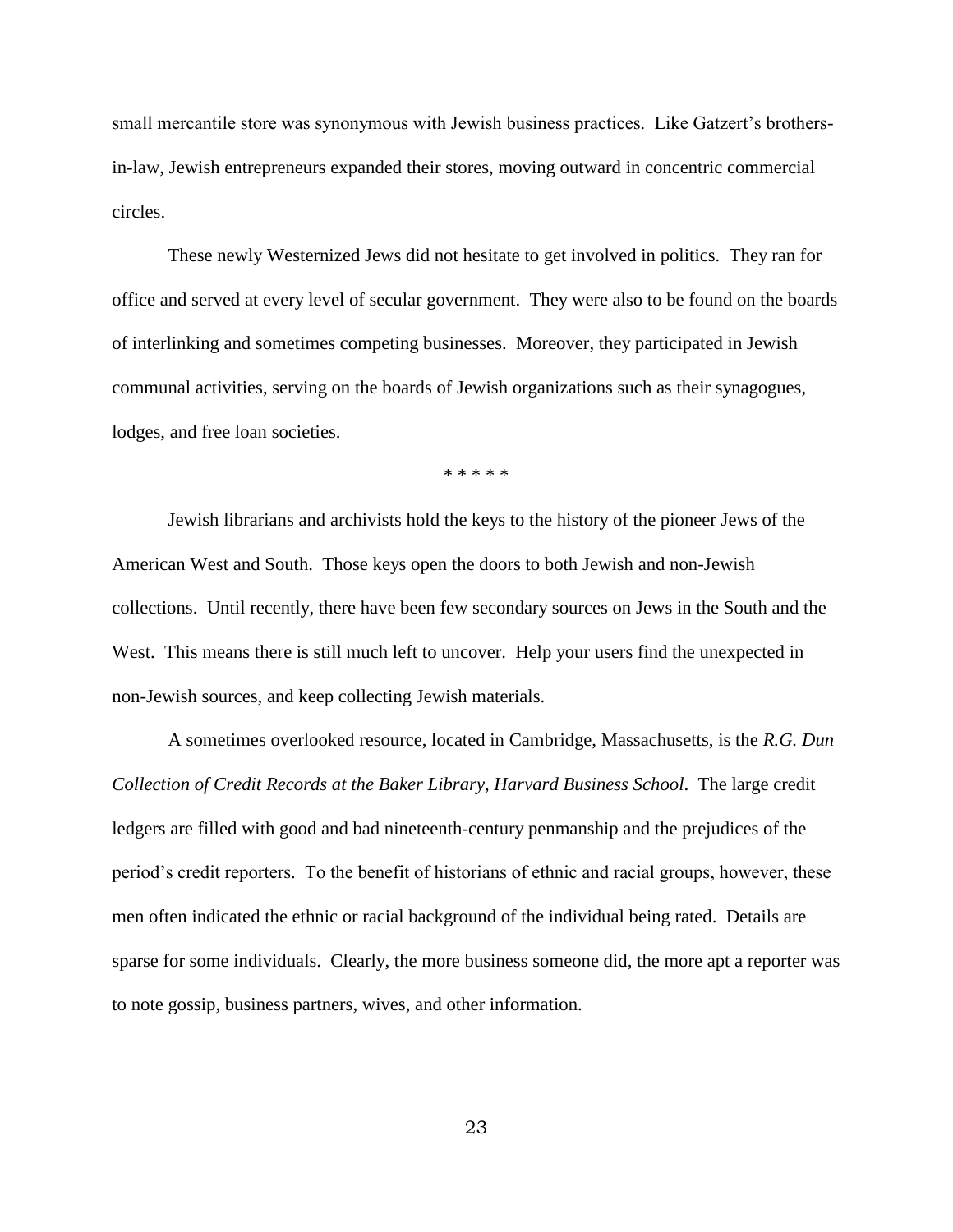small mercantile store was synonymous with Jewish business practices. Like Gatzert's brothers-in-law, Jewish entrepreneurs expanded their stores, moving outward in concentric commercial circles.

These newly Westernized Jews did not hesitate to get involved in politics. They ran for office and served at every level of secular government. They were also to be found on the boards of interlinking and sometimes competing businesses. Moreover, they participated in Jewish communal activities, serving on the boards of Jewish organizations such as their synagogues, lodges, and free loan societies.

* * * * *

Jewish librarians and archivists hold the keys to the history of the pioneer Jews of the American West and South. Those keys open the doors to both Jewish and non-Jewish collections. Until recently, there have been few secondary sources on Jews in the South and the West. This means there is still much left to uncover. Help your users find the unexpected in non-Jewish sources, and keep collecting Jewish materials.

A sometimes overlooked resource, located in Cambridge, Massachusetts, is the *R.G. Dun Collection of Credit Records at the Baker Library, Harvard Business School*. The large credit ledgers are filled with good and bad nineteenth-century penmanship and the prejudices of the period's credit reporters. To the benefit of historians of ethnic and racial groups, however, these men often indicated the ethnic or racial background of the individual being rated. Details are sparse for some individuals. Clearly, the more business someone did, the more apt a reporter was to note gossip, business partners, wives, and other information.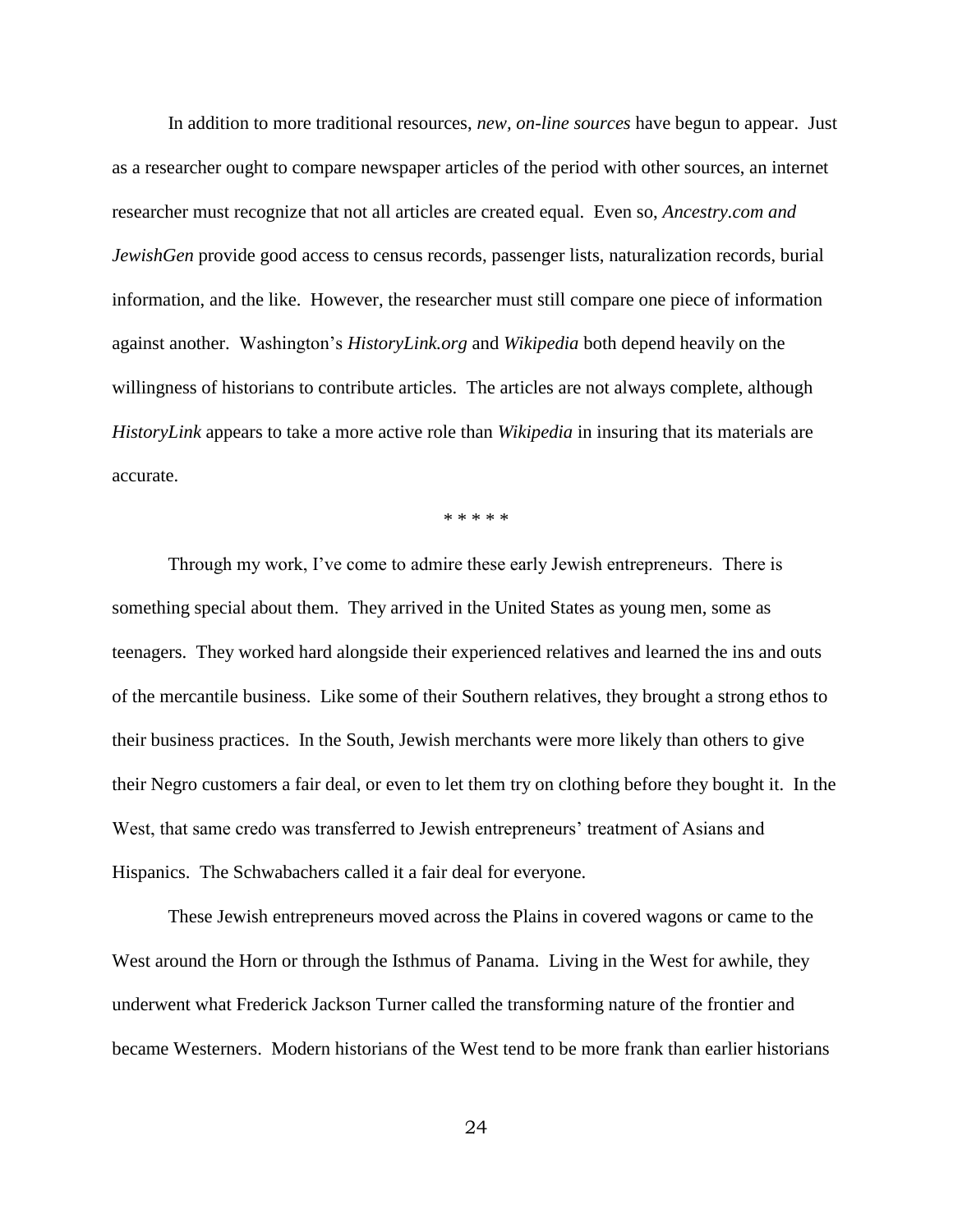In addition to more traditional resources, *new, on-line sources* have begun to appear. Just as a researcher ought to compare newspaper articles of the period with other sources, an internet researcher must recognize that not all articles are created equal. Even so, *Ancestry.com and JewishGen* provide good access to census records, passenger lists, naturalization records, burial information, and the like. However, the researcher must still compare one piece of information against another. Washington's *HistoryLink.org* and *Wikipedia* both depend heavily on the willingness of historians to contribute articles. The articles are not always complete, although *HistoryLink* appears to take a more active role than *Wikipedia* in insuring that its materials are accurate.

\* \* \* \* \*

Through my work, I've come to admire these early Jewish entrepreneurs. There is something special about them. They arrived in the United States as young men, some as teenagers. They worked hard alongside their experienced relatives and learned the ins and outs of the mercantile business. Like some of their Southern relatives, they brought a strong ethos to their business practices. In the South, Jewish merchants were more likely than others to give their Negro customers a fair deal, or even to let them try on clothing before they bought it. In the West, that same credo was transferred to Jewish entrepreneurs' treatment of Asians and Hispanics. The Schwabachers called it a fair deal for everyone.

These Jewish entrepreneurs moved across the Plains in covered wagons or came to the West around the Horn or through the Isthmus of Panama. Living in the West for awhile, they underwent what Frederick Jackson Turner called the transforming nature of the frontier and became Westerners. Modern historians of the West tend to be more frank than earlier historians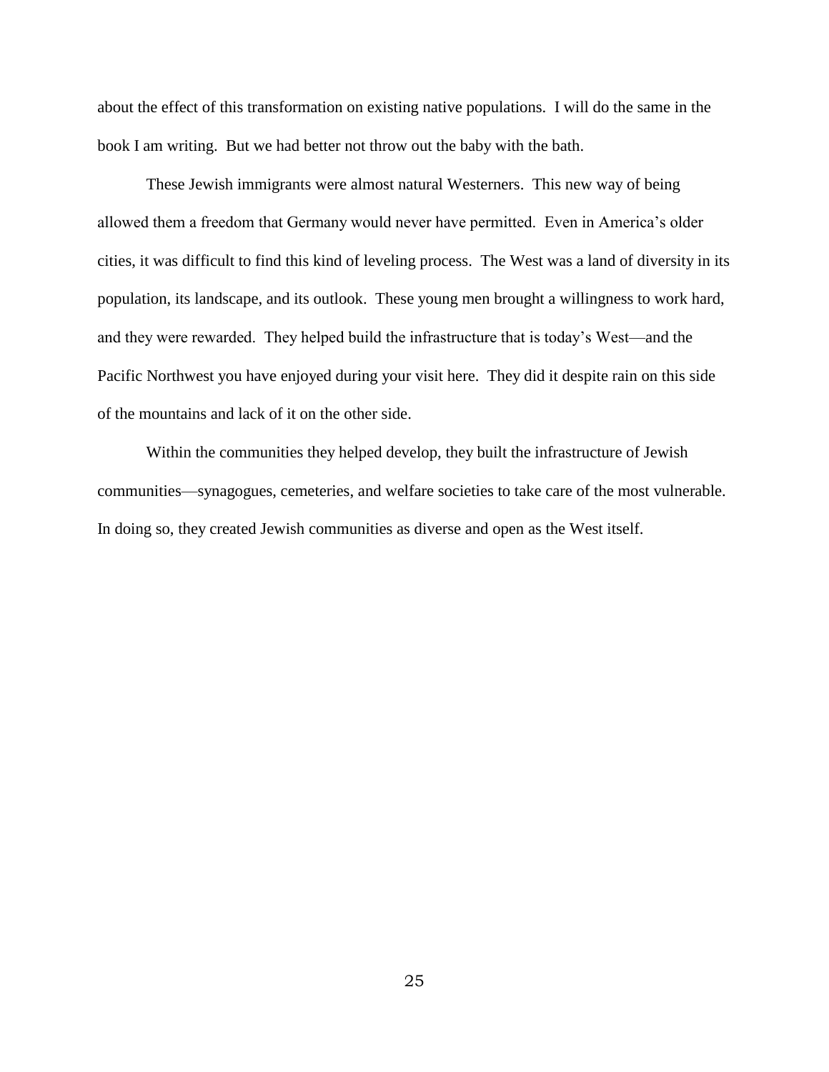about the effect of this transformation on existing native populations. I will do the same in the book I am writing. But we had better not throw out the baby with the bath.

These Jewish immigrants were almost natural Westerners. This new way of being allowed them a freedom that Germany would never have permitted. Even in America's older cities, it was difficult to find this kind of leveling process. The West was a land of diversity in its population, its landscape, and its outlook. These young men brought a willingness to work hard, and they were rewarded. They helped build the infrastructure that is today's West—and the Pacific Northwest you have enjoyed during your visit here. They did it despite rain on this side of the mountains and lack of it on the other side.

Within the communities they helped develop, they built the infrastructure of Jewish communities—synagogues, cemeteries, and welfare societies to take care of the most vulnerable. In doing so, they created Jewish communities as diverse and open as the West itself.